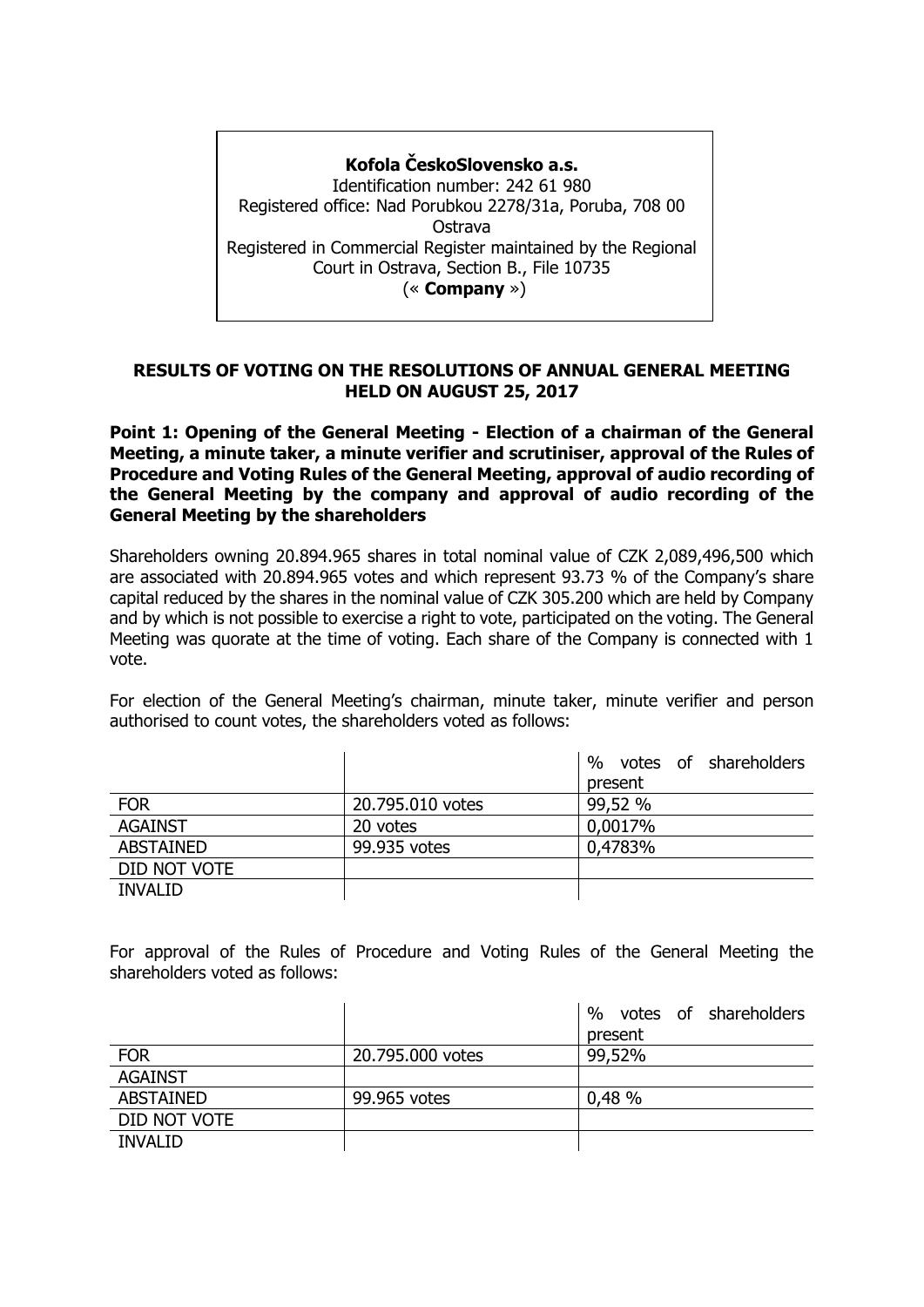**Kofola ČeskoSlovensko a.s.**
Identification number: 242 61 980
Registered office: Nad Porubkou 2278/31a, Poruba, 708 00 Ostrava
Registered in Commercial Register maintained by the Regional Court in Ostrava, Section B., File 10735
(« **Company** »)

**RESULTS OF VOTING ON THE RESOLUTIONS OF ANNUAL GENERAL MEETING HELD ON AUGUST 25, 2017**

**Point 1: Opening of the General Meeting - Election of a chairman of the General Meeting, a minute taker, a minute verifier and scrutiniser, approval of the Rules of Procedure and Voting Rules of the General Meeting, approval of audio recording of the General Meeting by the company and approval of audio recording of the General Meeting by the shareholders**

Shareholders owning 20.894.965 shares in total nominal value of CZK 2,089,496,500 which are associated with 20.894.965 votes and which represent 93.73 % of the Company's share capital reduced by the shares in the nominal value of CZK 305.200 which are held by Company and by which is not possible to exercise a right to vote, participated on the voting. The General Meeting was quorate at the time of voting. Each share of the Company is connected with 1 vote.

For election of the General Meeting's chairman, minute taker, minute verifier and person authorised to count votes, the shareholders voted as follows:

| | | % votes of shareholders present |
|---|---|---|
| FOR | 20.795.010 votes | 99,52 % |
| AGAINST | 20 votes | 0,0017% |
| ABSTAINED | 99.935 votes | 0,4783% |
| DID NOT VOTE | | |
| INVALID | | |

For approval of the Rules of Procedure and Voting Rules of the General Meeting the shareholders voted as follows:

| | | % votes of shareholders present |
|---|---|---|
| FOR | 20.795.000 votes | 99,52% |
| AGAINST | | |
| ABSTAINED | 99.965 votes | 0,48 % |
| DID NOT VOTE | | |
| INVALID | | |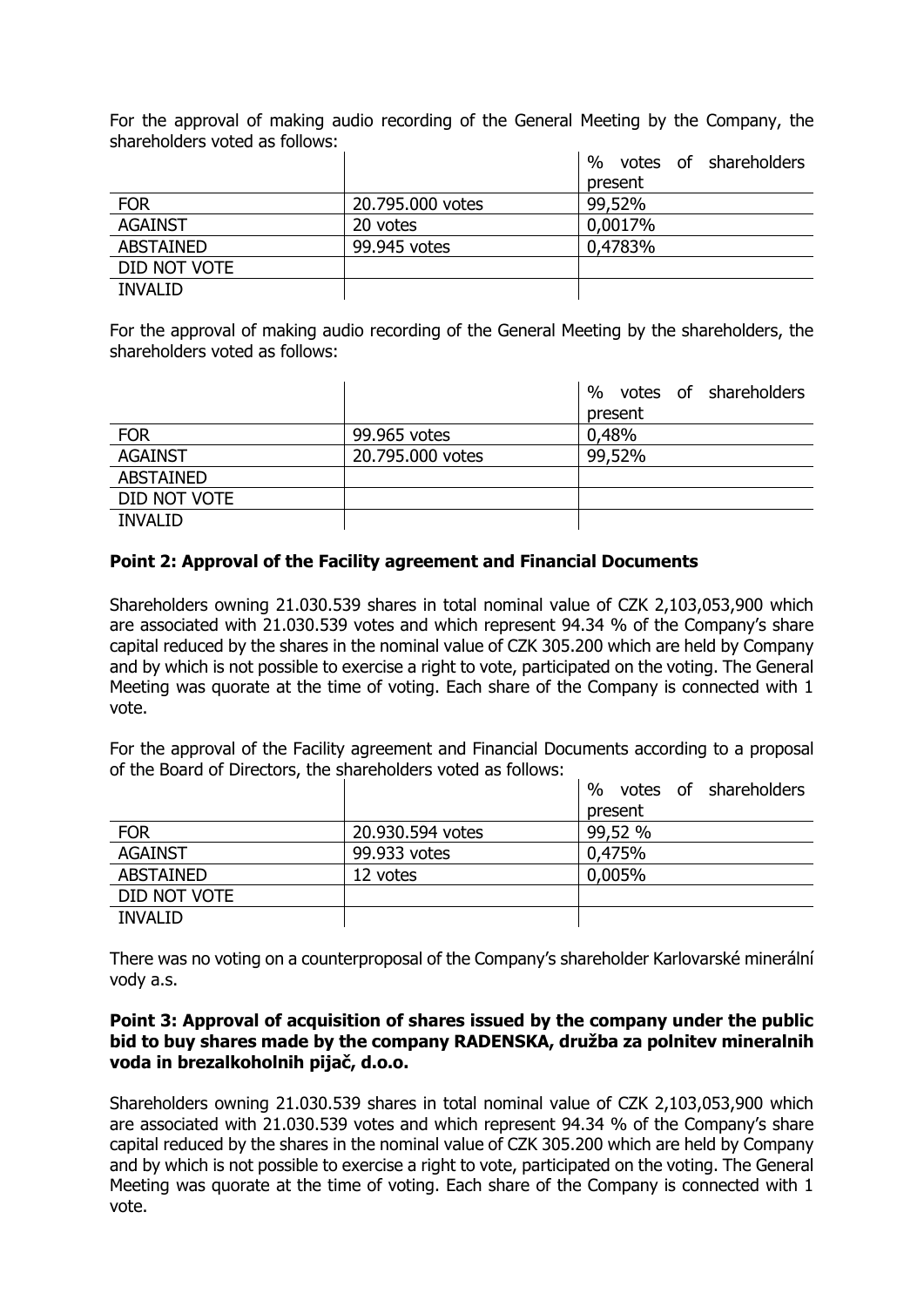For the approval of making audio recording of the General Meeting by the Company, the shareholders voted as follows:

| | | % votes of shareholders present |
|---|---|---|
| FOR | 20.795.000 votes | 99,52% |
| AGAINST | 20 votes | 0,0017% |
| ABSTAINED | 99.945 votes | 0,4783% |
| DID NOT VOTE | | |
| INVALID | | |

For the approval of making audio recording of the General Meeting by the shareholders, the shareholders voted as follows:

| | | % votes of shareholders present |
|---|---|---|
| FOR | 99.965 votes | 0,48% |
| AGAINST | 20.795.000 votes | 99,52% |
| ABSTAINED | | |
| DID NOT VOTE | | |
| INVALID | | |

**Point 2: Approval of the Facility agreement and Financial Documents**

Shareholders owning 21.030.539 shares in total nominal value of CZK 2,103,053,900 which are associated with 21.030.539 votes and which represent 94.34 % of the Company's share capital reduced by the shares in the nominal value of CZK 305.200 which are held by Company and by which is not possible to exercise a right to vote, participated on the voting. The General Meeting was quorate at the time of voting. Each share of the Company is connected with 1 vote.

For the approval of the Facility agreement and Financial Documents according to a proposal of the Board of Directors, the shareholders voted as follows:

| | | % votes of shareholders present |
|---|---|---|
| FOR | 20.930.594 votes | 99,52 % |
| AGAINST | 99.933 votes | 0,475% |
| ABSTAINED | 12 votes | 0,005% |
| DID NOT VOTE | | |
| INVALID | | |

There was no voting on a counterproposal of the Company's shareholder Karlovarské minerální vody a.s.

**Point 3: Approval of acquisition of shares issued by the company under the public bid to buy shares made by the company RADENSKA, družba za polnitev mineralnih voda in brezalkoholnih pijač, d.o.o.**

Shareholders owning 21.030.539 shares in total nominal value of CZK 2,103,053,900 which are associated with 21.030.539 votes and which represent 94.34 % of the Company's share capital reduced by the shares in the nominal value of CZK 305.200 which are held by Company and by which is not possible to exercise a right to vote, participated on the voting. The General Meeting was quorate at the time of voting. Each share of the Company is connected with 1 vote.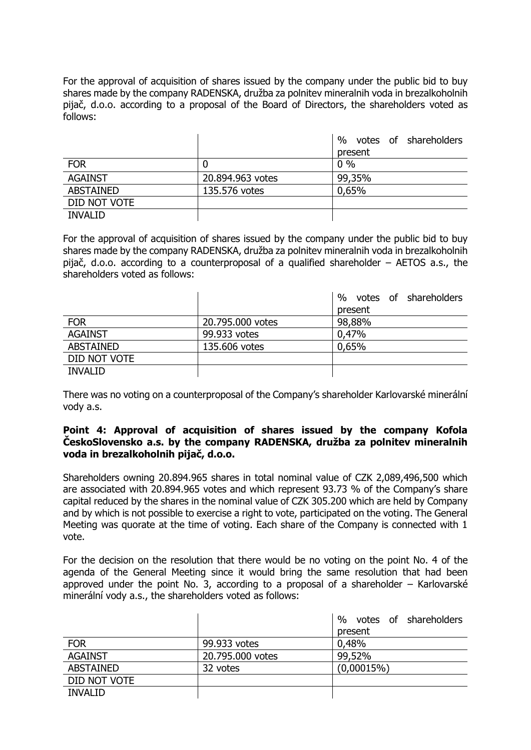For the approval of acquisition of shares issued by the company under the public bid to buy shares made by the company RADENSKA, družba za polnitev mineralnih voda in brezalkoholnih pijač, d.o.o. according to a proposal of the Board of Directors, the shareholders voted as follows:

| | | % votes of shareholders present |
|---|---|---|
| FOR | 0 | 0 % |
| AGAINST | 20.894.963 votes | 99,35% |
| ABSTAINED | 135.576 votes | 0,65% |
| DID NOT VOTE | | |
| INVALID | | |

For the approval of acquisition of shares issued by the company under the public bid to buy shares made by the company RADENSKA, družba za polnitev mineralnih voda in brezalkoholnih pijač, d.o.o. according to a counterproposal of a qualified shareholder – AETOS a.s., the shareholders voted as follows:

| | | % votes of shareholders present |
|---|---|---|
| FOR | 20.795.000 votes | 98,88% |
| AGAINST | 99.933 votes | 0,47% |
| ABSTAINED | 135.606 votes | 0,65% |
| DID NOT VOTE | | |
| INVALID | | |

There was no voting on a counterproposal of the Company's shareholder Karlovarské minerální vody a.s.

**Point 4: Approval of acquisition of shares issued by the company Kofola ČeskoSlovensko a.s. by the company RADENSKA, družba za polnitev mineralnih voda in brezalkoholnih pijač, d.o.o.**

Shareholders owning 20.894.965 shares in total nominal value of CZK 2,089,496,500 which are associated with 20.894.965 votes and which represent 93.73 % of the Company's share capital reduced by the shares in the nominal value of CZK 305.200 which are held by Company and by which is not possible to exercise a right to vote, participated on the voting. The General Meeting was quorate at the time of voting. Each share of the Company is connected with 1 vote.

For the decision on the resolution that there would be no voting on the point No. 4 of the agenda of the General Meeting since it would bring the same resolution that had been approved under the point No. 3, according to a proposal of a shareholder – Karlovarské minerální vody a.s., the shareholders voted as follows:

| | | % votes of shareholders present |
|---|---|---|
| FOR | 99.933 votes | 0,48% |
| AGAINST | 20.795.000 votes | 99,52% |
| ABSTAINED | 32 votes | (0,00015%) |
| DID NOT VOTE | | |
| INVALID | | |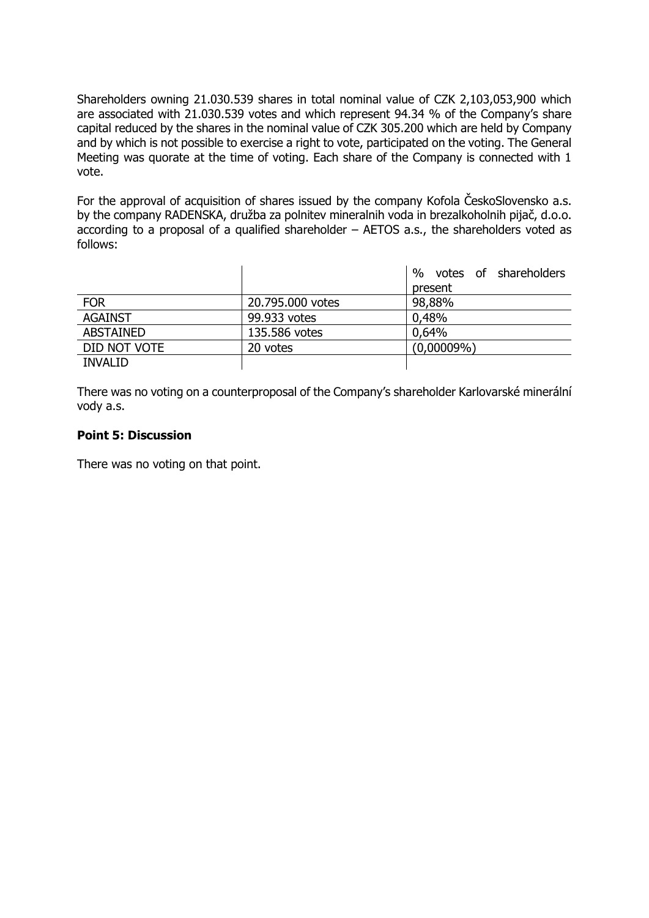Shareholders owning 21.030.539 shares in total nominal value of CZK 2,103,053,900 which are associated with 21.030.539 votes and which represent 94.34 % of the Company's share capital reduced by the shares in the nominal value of CZK 305.200 which are held by Company and by which is not possible to exercise a right to vote, participated on the voting. The General Meeting was quorate at the time of voting. Each share of the Company is connected with 1 vote.

For the approval of acquisition of shares issued by the company Kofola ČeskoSlovensko a.s. by the company RADENSKA, družba za polnitev mineralnih voda in brezalkoholnih pijač, d.o.o. according to a proposal of a qualified shareholder – AETOS a.s., the shareholders voted as follows:

| | | % votes of shareholders present |
|---|---|---|
| FOR | 20.795.000 votes | 98,88% |
| AGAINST | 99.933 votes | 0,48% |
| ABSTAINED | 135.586 votes | 0,64% |
| DID NOT VOTE | 20 votes | (0,00009%) |
| INVALID | | |

There was no voting on a counterproposal of the Company's shareholder Karlovarské minerální vody a.s.

**Point 5: Discussion**

There was no voting on that point.